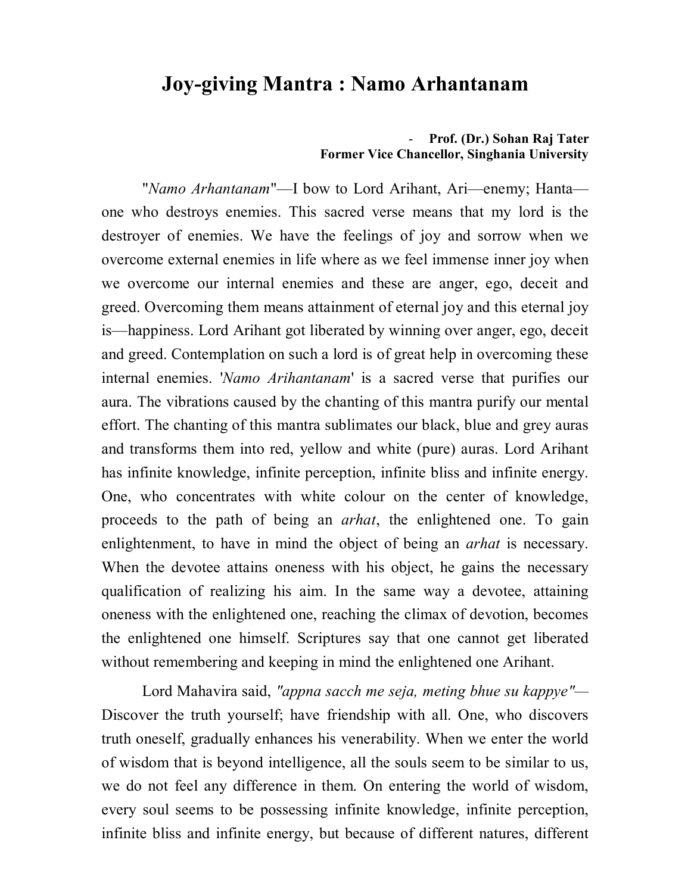# Joy-giving Mantra : Namo Arhantanam

- **Prof. (Dr.) Sohan Raj Tater**
**Former Vice Chancellor, Singhania University**

"*Namo Arhantanam*"—I bow to Lord Arihant, Ari—enemy; Hanta—one who destroys enemies. This sacred verse means that my lord is the destroyer of enemies. We have the feelings of joy and sorrow when we overcome external enemies in life where as we feel immense inner joy when we overcome our internal enemies and these are anger, ego, deceit and greed. Overcoming them means attainment of eternal joy and this eternal joy is—happiness. Lord Arihant got liberated by winning over anger, ego, deceit and greed. Contemplation on such a lord is of great help in overcoming these internal enemies. '*Namo Arihantanam*' is a sacred verse that purifies our aura. The vibrations caused by the chanting of this mantra purify our mental effort. The chanting of this mantra sublimates our black, blue and grey auras and transforms them into red, yellow and white (pure) auras. Lord Arihant has infinite knowledge, infinite perception, infinite bliss and infinite energy. One, who concentrates with white colour on the center of knowledge, proceeds to the path of being an *arhat*, the enlightened one. To gain enlightenment, to have in mind the object of being an *arhat* is necessary. When the devotee attains oneness with his object, he gains the necessary qualification of realizing his aim. In the same way a devotee, attaining oneness with the enlightened one, reaching the climax of devotion, becomes the enlightened one himself. Scriptures say that one cannot get liberated without remembering and keeping in mind the enlightened one Arihant.

Lord Mahavira said, *"appna sacch me seja, meting bhue su kappye"*—Discover the truth yourself; have friendship with all. One, who discovers truth oneself, gradually enhances his venerability. When we enter the world of wisdom that is beyond intelligence, all the souls seem to be similar to us, we do not feel any difference in them. On entering the world of wisdom, every soul seems to be possessing infinite knowledge, infinite perception, infinite bliss and infinite energy, but because of different natures, different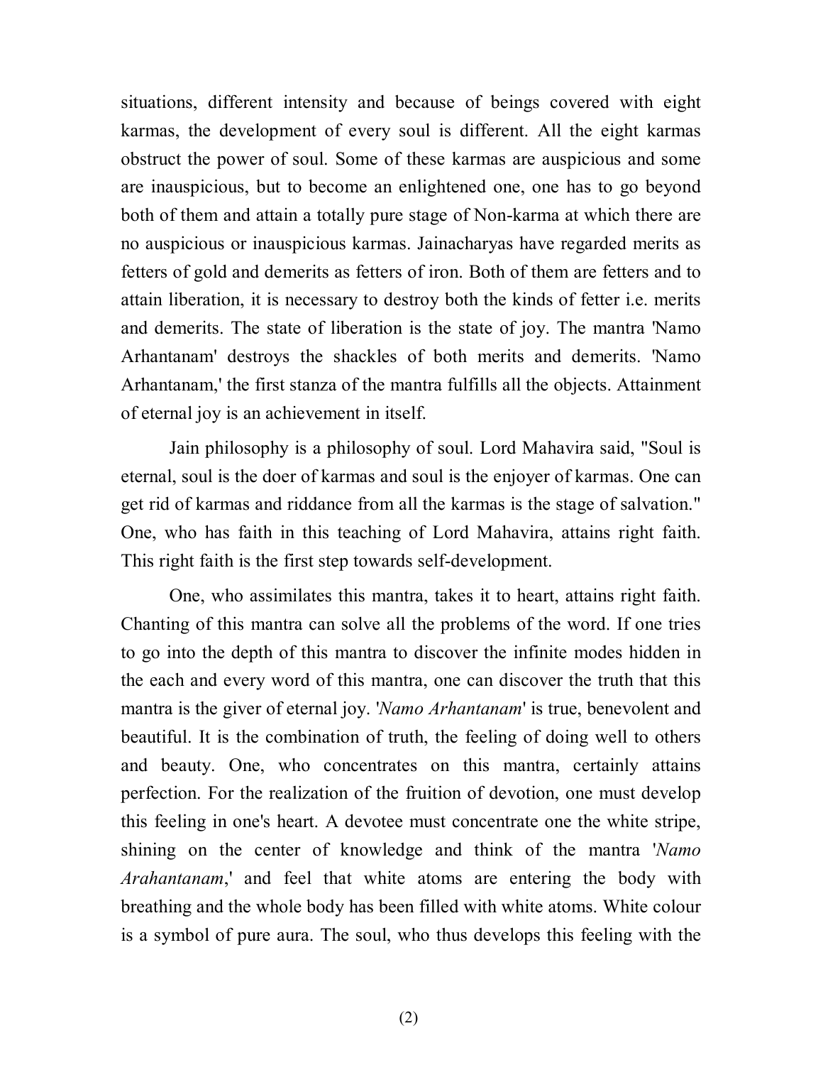situations, different intensity and because of beings covered with eight karmas, the development of every soul is different. All the eight karmas obstruct the power of soul. Some of these karmas are auspicious and some are inauspicious, but to become an enlightened one, one has to go beyond both of them and attain a totally pure stage of Non-karma at which there are no auspicious or inauspicious karmas. Jainacharyas have regarded merits as fetters of gold and demerits as fetters of iron. Both of them are fetters and to attain liberation, it is necessary to destroy both the kinds of fetter i.e. merits and demerits. The state of liberation is the state of joy. The mantra 'Namo Arhantanam' destroys the shackles of both merits and demerits. 'Namo Arhantanam,' the first stanza of the mantra fulfills all the objects. Attainment of eternal joy is an achievement in itself.

Jain philosophy is a philosophy of soul. Lord Mahavira said, "Soul is eternal, soul is the doer of karmas and soul is the enjoyer of karmas. One can get rid of karmas and riddance from all the karmas is the stage of salvation." One, who has faith in this teaching of Lord Mahavira, attains right faith. This right faith is the first step towards self-development.

One, who assimilates this mantra, takes it to heart, attains right faith. Chanting of this mantra can solve all the problems of the word. If one tries to go into the depth of this mantra to discover the infinite modes hidden in the each and every word of this mantra, one can discover the truth that this mantra is the giver of eternal joy. '*Namo Arhantanam*' is true, benevolent and beautiful. It is the combination of truth, the feeling of doing well to others and beauty. One, who concentrates on this mantra, certainly attains perfection. For the realization of the fruition of devotion, one must develop this feeling in one's heart. A devotee must concentrate one the white stripe, shining on the center of knowledge and think of the mantra '*Namo Arahantanam*,' and feel that white atoms are entering the body with breathing and the whole body has been filled with white atoms. White colour is a symbol of pure aura. The soul, who thus develops this feeling with the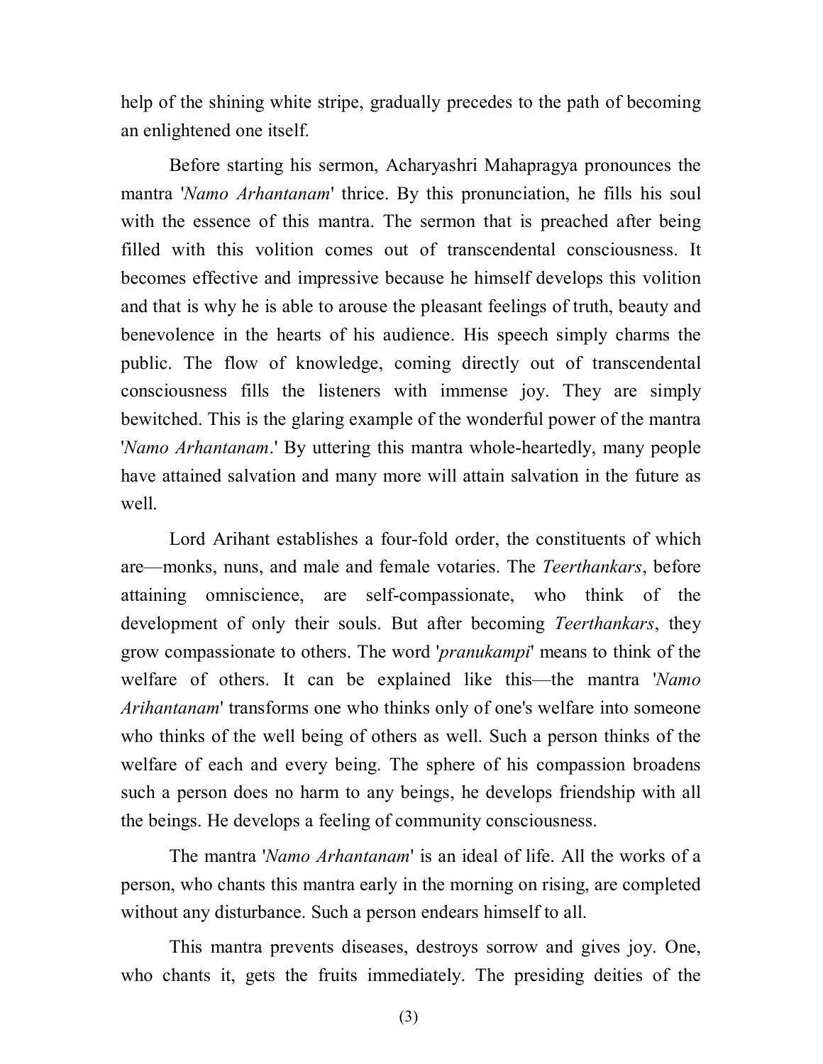help of the shining white stripe, gradually precedes to the path of becoming an enlightened one itself.

Before starting his sermon, Acharyashri Mahapragya pronounces the mantra '*Namo Arhantanam*' thrice. By this pronunciation, he fills his soul with the essence of this mantra. The sermon that is preached after being filled with this volition comes out of transcendental consciousness. It becomes effective and impressive because he himself develops this volition and that is why he is able to arouse the pleasant feelings of truth, beauty and benevolence in the hearts of his audience. His speech simply charms the public. The flow of knowledge, coming directly out of transcendental consciousness fills the listeners with immense joy. They are simply bewitched. This is the glaring example of the wonderful power of the mantra '*Namo Arhantanam*.' By uttering this mantra whole-heartedly, many people have attained salvation and many more will attain salvation in the future as well.

Lord Arihant establishes a four-fold order, the constituents of which are—monks, nuns, and male and female votaries. The *Teerthankars*, before attaining omniscience, are self-compassionate, who think of the development of only their souls. But after becoming *Teerthankars*, they grow compassionate to others. The word '*pranukampi*' means to think of the welfare of others. It can be explained like this—the mantra '*Namo Arihantanam*' transforms one who thinks only of one's welfare into someone who thinks of the well being of others as well. Such a person thinks of the welfare of each and every being. The sphere of his compassion broadens such a person does no harm to any beings, he develops friendship with all the beings. He develops a feeling of community consciousness.

The mantra '*Namo Arhantanam*' is an ideal of life. All the works of a person, who chants this mantra early in the morning on rising, are completed without any disturbance. Such a person endears himself to all.

This mantra prevents diseases, destroys sorrow and gives joy. One, who chants it, gets the fruits immediately. The presiding deities of the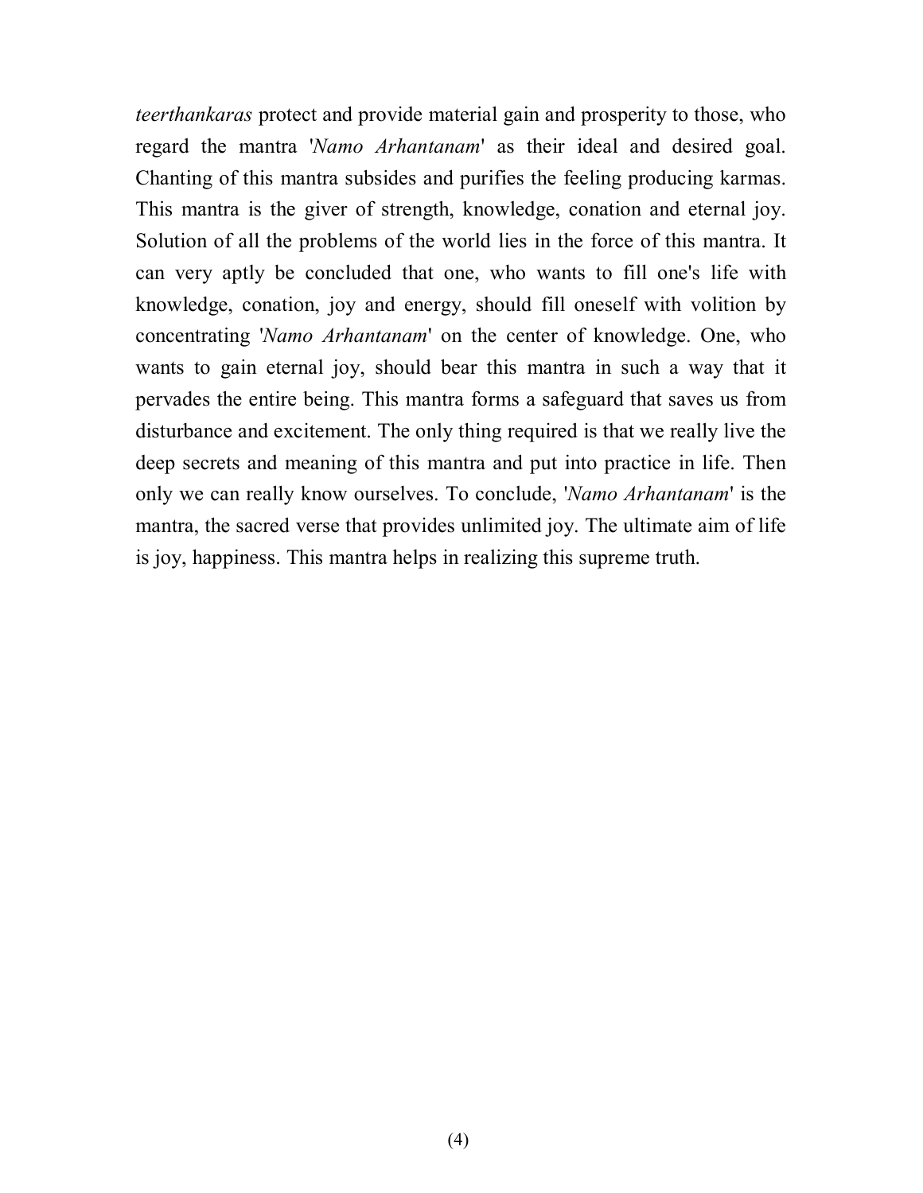*teerthankaras* protect and provide material gain and prosperity to those, who regard the mantra '*Namo Arhantanam*' as their ideal and desired goal. Chanting of this mantra subsides and purifies the feeling producing karmas. This mantra is the giver of strength, knowledge, conation and eternal joy. Solution of all the problems of the world lies in the force of this mantra. It can very aptly be concluded that one, who wants to fill one's life with knowledge, conation, joy and energy, should fill oneself with volition by concentrating '*Namo Arhantanam*' on the center of knowledge. One, who wants to gain eternal joy, should bear this mantra in such a way that it pervades the entire being. This mantra forms a safeguard that saves us from disturbance and excitement. The only thing required is that we really live the deep secrets and meaning of this mantra and put into practice in life. Then only we can really know ourselves. To conclude, '*Namo Arhantanam*' is the mantra, the sacred verse that provides unlimited joy. The ultimate aim of life is joy, happiness. This mantra helps in realizing this supreme truth.